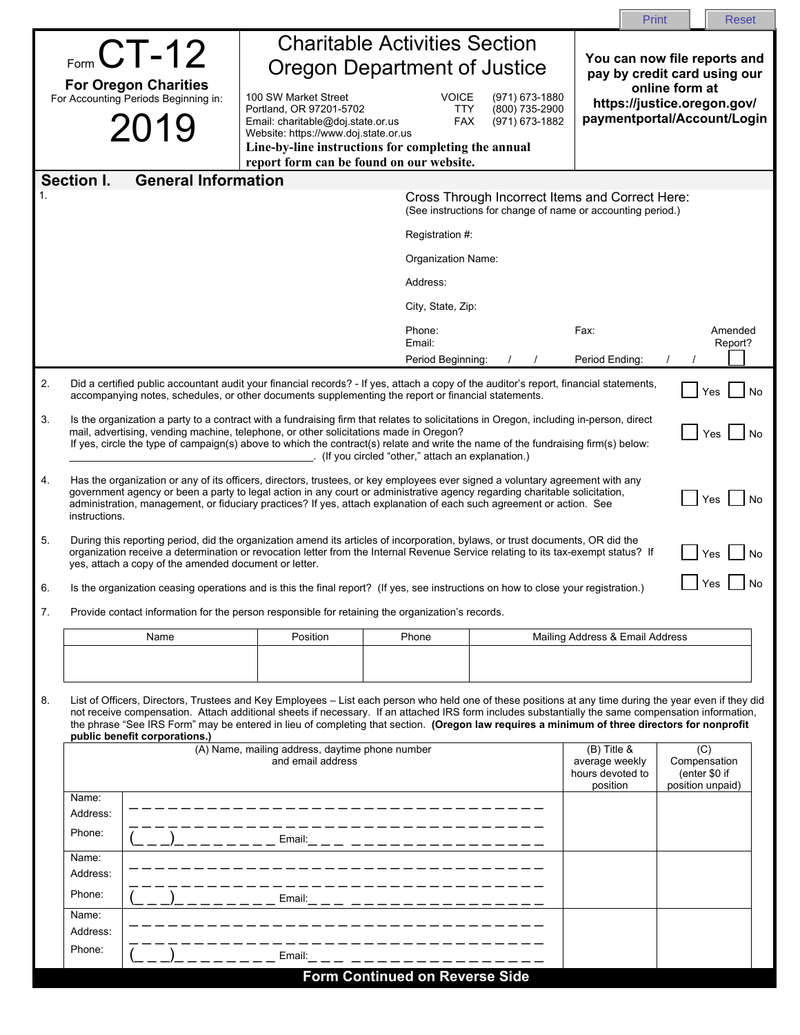Print Reset

# Form CT-12

**For Oregon Charities**

For Accounting Periods Beginning in:

# 2019

## Charitable Activities Section
## Oregon Department of Justice

100 SW Market Street
Portland, OR 97201-5702
Email: charitable@doj.state.or.us
Website: https://www.doj.state.or.us

VOICE (971) 673-1880
TTY (800) 735-2900
FAX (971) 673-1882

**Line-by-line instructions for completing the annual report form can be found on our website.**

**You can now file reports and pay by credit card using our online form at https://justice.oregon.gov/paymentportal/Account/Login**

## Section I. General Information

1.

Cross Through Incorrect Items and Correct Here:
(See instructions for change of name or accounting period.)

Registration #:

Organization Name:

Address:

City, State, Zip:

Phone:
Email:

Fax:

Amended Report? ☐

Period Beginning: / /

Period Ending: / /

2. Did a certified public accountant audit your financial records? - If yes, attach a copy of the auditor's report, financial statements, accompanying notes, schedules, or other documents supplementing the report or financial statements. ☐ Yes ☐ No

3. Is the organization a party to a contract with a fundraising firm that relates to solicitations in Oregon, including in-person, direct mail, advertising, vending machine, telephone, or other solicitations made in Oregon? ☐ Yes ☐ No
If yes, circle the type of campaign(s) above to which the contract(s) relate and write the name of the fundraising firm(s) below:
\_\_\_\_\_\_\_\_\_\_\_\_\_\_\_\_\_\_\_\_\_\_\_\_\_\_\_\_\_\_\_\_\_\_\_\_\_\_\_\_\_. (If you circled "other," attach an explanation.)

4. Has the organization or any of its officers, directors, trustees, or key employees ever signed a voluntary agreement with any government agency or been a party to legal action in any court or administrative agency regarding charitable solicitation, administration, management, or fiduciary practices? If yes, attach explanation of each such agreement or action. See instructions. ☐ Yes ☐ No

5. During this reporting period, did the organization amend its articles of incorporation, bylaws, or trust documents, OR did the organization receive a determination or revocation letter from the Internal Revenue Service relating to its tax-exempt status? If yes, attach a copy of the amended document or letter. ☐ Yes ☐ No

6. Is the organization ceasing operations and is this the final report? (If yes, see instructions on how to close your registration.) ☐ Yes ☐ No

7. Provide contact information for the person responsible for retaining the organization's records.

| Name | Position | Phone | Mailing Address & Email Address |
|---|---|---|---|
| | | | |

8. List of Officers, Directors, Trustees and Key Employees – List each person who held one of these positions at any time during the year even if they did not receive compensation. Attach additional sheets if necessary. If an attached IRS form includes substantially the same compensation information, the phrase "See IRS Form" may be entered in lieu of completing that section. **(Oregon law requires a minimum of three directors for nonprofit public benefit corporations.)**

| (A) Name, mailing address, daytime phone number and email address | (B) Title & average weekly hours devoted to position | (C) Compensation (enter $0 if position unpaid) |
|---|---|---|
| Name: \_\_\_\_\_\_\_\_\_\_<br>Address: \_\_\_\_\_\_\_\_\_\_<br>Phone: (\_\_\_)\_\_\_\_\_\_\_\_ Email:\_\_\_\_\_\_\_\_\_\_ | | |
| Name: \_\_\_\_\_\_\_\_\_\_<br>Address: \_\_\_\_\_\_\_\_\_\_<br>Phone: (\_\_\_)\_\_\_\_\_\_\_\_ Email:\_\_\_\_\_\_\_\_\_\_ | | |
| Name: \_\_\_\_\_\_\_\_\_\_<br>Address: \_\_\_\_\_\_\_\_\_\_<br>Phone: (\_\_\_)\_\_\_\_\_\_\_\_ Email:\_\_\_\_\_\_\_\_\_\_ | | |

**Form Continued on Reverse Side**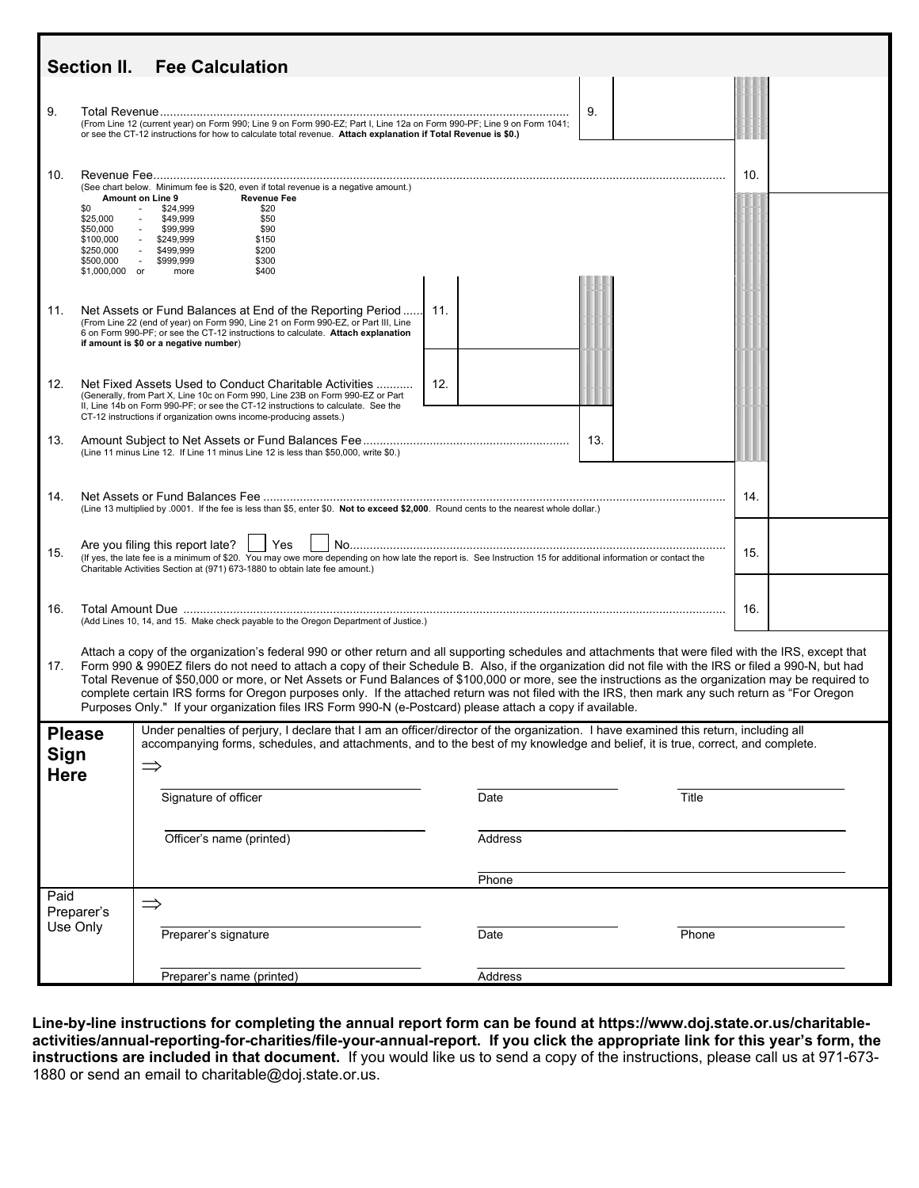## Section II. Fee Calculation

9. Total Revenue .......... 9. ______
(From Line 12 (current year) on Form 990; Line 9 on Form 990-EZ; Part I, Line 12a on Form 990-PF; Line 9 on Form 1041; or see the CT-12 instructions for how to calculate total revenue. **Attach explanation if Total Revenue is $0.)**

10. Revenue Fee .......... 10. ______
(See chart below. Minimum fee is $20, even if total revenue is a negative amount.)

| Amount on Line 9 | Revenue Fee |
|---|---|
| $0 - $24,999 | $20 |
| $25,000 - $49,999 | $50 |
| $50,000 - $99,999 | $90 |
| $100,000 - $249,999 | $150 |
| $250,000 - $499,999 | $200 |
| $500,000 - $999,999 | $300 |
| $1,000,000 or more | $400 |

11. Net Assets or Fund Balances at End of the Reporting Period .......... 11. ______
(From Line 22 (end of year) on Form 990, Line 21 on Form 990-EZ, or Part III, Line 6 on Form 990-PF; or see the CT-12 instructions to calculate. **Attach explanation if amount is $0 or a negative number**)

12. Net Fixed Assets Used to Conduct Charitable Activities .......... 12. ______
(Generally, from Part X, Line 10c on Form 990, Line 23B on Form 990-EZ or Part II, Line 14b on Form 990-PF; or see the CT-12 instructions to calculate. See the CT-12 instructions if organization owns income-producing assets.)

13. Amount Subject to Net Assets or Fund Balances Fee .......... 13. ______
(Line 11 minus Line 12. If Line 11 minus Line 12 is less than $50,000, write $0.)

14. Net Assets or Fund Balances Fee .......... 14. ______
(Line 13 multiplied by .0001. If the fee is less than $5, enter $0. **Not to exceed $2,000**. Round cents to the nearest whole dollar.)

15. Are you filing this report late? ☐ Yes ☐ No .......... 15. ______
(If yes, the late fee is a minimum of $20. You may owe more depending on how late the report is. See Instruction 15 for additional information or contact the Charitable Activities Section at (971) 673-1880 to obtain late fee amount.)

16. Total Amount Due .......... 16. ______
(Add Lines 10, 14, and 15. Make check payable to the Oregon Department of Justice.)

17. Attach a copy of the organization's federal 990 or other return and all supporting schedules and attachments that were filed with the IRS, except that Form 990 & 990EZ filers do not need to attach a copy of their Schedule B. Also, if the organization did not file with the IRS or filed a 990-N, but had Total Revenue of $50,000 or more, or Net Assets or Fund Balances of $100,000 or more, see the instructions as the organization may be required to complete certain IRS forms for Oregon purposes only. If the attached return was not filed with the IRS, then mark any such return as "For Oregon Purposes Only." If your organization files IRS Form 990-N (e-Postcard) please attach a copy if available.

**Please Sign Here**

Under penalties of perjury, I declare that I am an officer/director of the organization. I have examined this return, including all accompanying forms, schedules, and attachments, and to the best of my knowledge and belief, it is true, correct, and complete.

⇒ ______ Signature of officer ______ Date ______ Title

______ Officer's name (printed) ______ Address

______ Phone

**Paid Preparer's Use Only**

⇒ ______ Preparer's signature ______ Date ______ Phone

______ Preparer's name (printed) ______ Address

**Line-by-line instructions for completing the annual report form can be found at https://www.doj.state.or.us/charitable-activities/annual-reporting-for-charities/file-your-annual-report. If you click the appropriate link for this year's form, the instructions are included in that document.** If you would like us to send a copy of the instructions, please call us at 971-673-1880 or send an email to charitable@doj.state.or.us.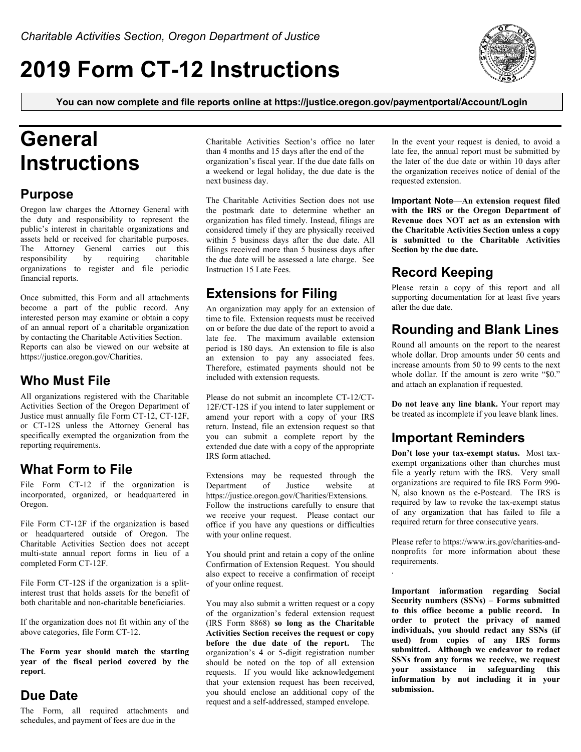Charitable Activities Section, Oregon Department of Justice

# 2019 Form CT-12 Instructions

**You can now complete and file reports online at https://justice.oregon.gov/paymentportal/Account/Login**

# General Instructions

## Purpose

Oregon law charges the Attorney General with the duty and responsibility to represent the public's interest in charitable organizations and assets held or received for charitable purposes. The Attorney General carries out this responsibility by requiring charitable organizations to register and file periodic financial reports.

Once submitted, this Form and all attachments become a part of the public record. Any interested person may examine or obtain a copy of an annual report of a charitable organization by contacting the Charitable Activities Section. Reports can also be viewed on our website at https://justice.oregon.gov/Charities.

## Who Must File

All organizations registered with the Charitable Activities Section of the Oregon Department of Justice must annually file Form CT-12, CT-12F, or CT-12S unless the Attorney General has specifically exempted the organization from the reporting requirements.

## What Form to File

File Form CT-12 if the organization is incorporated, organized, or headquartered in Oregon.

File Form CT-12F if the organization is based or headquartered outside of Oregon. The Charitable Activities Section does not accept multi-state annual report forms in lieu of a completed Form CT-12F.

File Form CT-12S if the organization is a split-interest trust that holds assets for the benefit of both charitable and non-charitable beneficiaries.

If the organization does not fit within any of the above categories, file Form CT-12.

**The Form year should match the starting year of the fiscal period covered by the report**.

## Due Date

The Form, all required attachments and schedules, and payment of fees are due in the Charitable Activities Section's office no later than 4 months and 15 days after the end of the organization's fiscal year. If the due date falls on a weekend or legal holiday, the due date is the next business day.

The Charitable Activities Section does not use the postmark date to determine whether an organization has filed timely. Instead, filings are considered timely if they are physically received within 5 business days after the due date. All filings received more than 5 business days after the due date will be assessed a late charge. See Instruction 15 Late Fees.

## Extensions for Filing

An organization may apply for an extension of time to file. Extension requests must be received on or before the due date of the report to avoid a late fee. The maximum available extension period is 180 days. An extension to file is also an extension to pay any associated fees. Therefore, estimated payments should not be included with extension requests.

Please do not submit an incomplete CT-12/CT-12F/CT-12S if you intend to later supplement or amend your report with a copy of your IRS return. Instead, file an extension request so that you can submit a complete report by the extended due date with a copy of the appropriate IRS form attached.

Extensions may be requested through the Department of Justice website at https://justice.oregon.gov/Charities/Extensions. Follow the instructions carefully to ensure that we receive your request. Please contact our office if you have any questions or difficulties with your online request.

You should print and retain a copy of the online Confirmation of Extension Request. You should also expect to receive a confirmation of receipt of your online request.

You may also submit a written request or a copy of the organization's federal extension request (IRS Form 8868) **so long as the Charitable Activities Section receives the request or copy before the due date of the report.** The organization's 4 or 5-digit registration number should be noted on the top of all extension requests. If you would like acknowledgement that your extension request has been received, you should enclose an additional copy of the request and a self-addressed, stamped envelope.

In the event your request is denied, to avoid a late fee, the annual report must be submitted by the later of the due date or within 10 days after the organization receives notice of denial of the requested extension.

**Important Note—An extension request filed with the IRS or the Oregon Department of Revenue does NOT act as an extension with the Charitable Activities Section unless a copy is submitted to the Charitable Activities Section by the due date.**

## Record Keeping

Please retain a copy of this report and all supporting documentation for at least five years after the due date.

## Rounding and Blank Lines

Round all amounts on the report to the nearest whole dollar. Drop amounts under 50 cents and increase amounts from 50 to 99 cents to the next whole dollar. If the amount is zero write "$0." and attach an explanation if requested.

**Do not leave any line blank.** Your report may be treated as incomplete if you leave blank lines.

## Important Reminders

**Don't lose your tax-exempt status.** Most tax-exempt organizations other than churches must file a yearly return with the IRS. Very small organizations are required to file IRS Form 990-N, also known as the e-Postcard. The IRS is required by law to revoke the tax-exempt status of any organization that has failed to file a required return for three consecutive years.

Please refer to https://www.irs.gov/charities-and-nonprofits for more information about these requirements.

**Important information regarding Social Security numbers (SSNs)** – **Forms submitted to this office become a public record. In order to protect the privacy of named individuals, you should redact any SSNs (if used) from copies of any IRS forms submitted. Although we endeavor to redact SSNs from any forms we receive, we request your assistance in safeguarding this information by not including it in your submission.**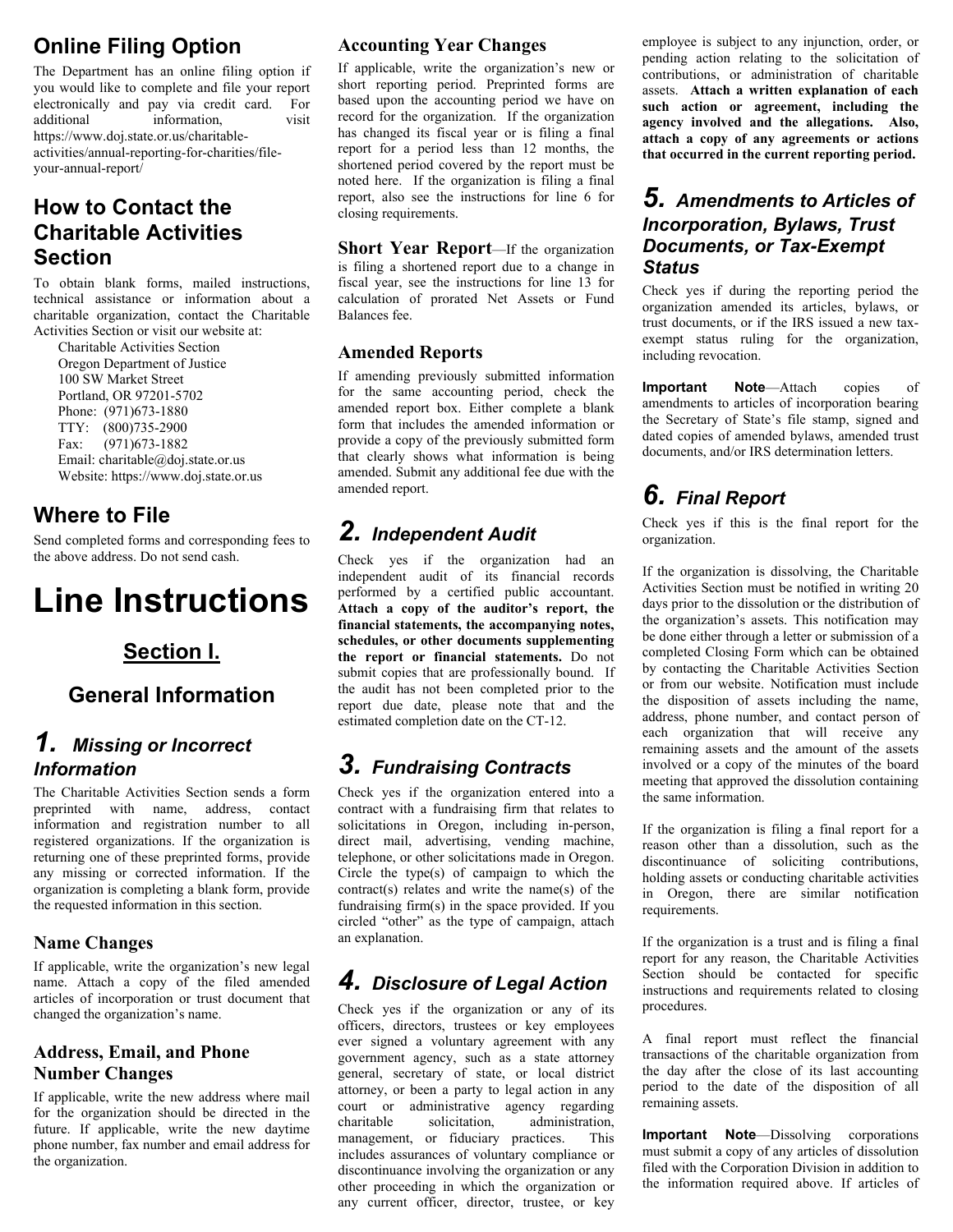## Online Filing Option

The Department has an online filing option if you would like to complete and file your report electronically and pay via credit card. For additional information, visit https://www.doj.state.or.us/charitable-activities/annual-reporting-for-charities/file-your-annual-report/

## How to Contact the Charitable Activities Section

To obtain blank forms, mailed instructions, technical assistance or information about a charitable organization, contact the Charitable Activities Section or visit our website at:

Charitable Activities Section
Oregon Department of Justice
100 SW Market Street
Portland, OR 97201-5702
Phone: (971)673-1880
TTY: (800)735-2900
Fax: (971)673-1882
Email: charitable@doj.state.or.us
Website: https://www.doj.state.or.us

## Where to File

Send completed forms and corresponding fees to the above address. Do not send cash.

# Line Instructions

## Section I.

## General Information

### *1. Missing or Incorrect Information*

The Charitable Activities Section sends a form preprinted with name, address, contact information and registration number to all registered organizations. If the organization is returning one of these preprinted forms, provide any missing or corrected information. If the organization is completing a blank form, provide the requested information in this section.

#### Name Changes

If applicable, write the organization's new legal name. Attach a copy of the filed amended articles of incorporation or trust document that changed the organization's name.

#### Address, Email, and Phone Number Changes

If applicable, write the new address where mail for the organization should be directed in the future. If applicable, write the new daytime phone number, fax number and email address for the organization.

#### Accounting Year Changes

If applicable, write the organization's new or short reporting period. Preprinted forms are based upon the accounting period we have on record for the organization. If the organization has changed its fiscal year or is filing a final report for a period less than 12 months, the shortened period covered by the report must be noted here. If the organization is filing a final report, also see the instructions for line 6 for closing requirements.

**Short Year Report**—If the organization is filing a shortened report due to a change in fiscal year, see the instructions for line 13 for calculation of prorated Net Assets or Fund Balances fee.

#### Amended Reports

If amending previously submitted information for the same accounting period, check the amended report box. Either complete a blank form that includes the amended information or provide a copy of the previously submitted form that clearly shows what information is being amended. Submit any additional fee due with the amended report.

### *2. Independent Audit*

Check yes if the organization had an independent audit of its financial records performed by a certified public accountant. **Attach a copy of the auditor's report, the financial statements, the accompanying notes, schedules, or other documents supplementing the report or financial statements.** Do not submit copies that are professionally bound. If the audit has not been completed prior to the report due date, please note that and the estimated completion date on the CT-12.

### *3. Fundraising Contracts*

Check yes if the organization entered into a contract with a fundraising firm that relates to solicitations in Oregon, including in-person, direct mail, advertising, vending machine, telephone, or other solicitations made in Oregon. Circle the type(s) of campaign to which the contract(s) relates and write the name(s) of the fundraising firm(s) in the space provided. If you circled "other" as the type of campaign, attach an explanation.

### *4. Disclosure of Legal Action*

Check yes if the organization or any of its officers, directors, trustees or key employees ever signed a voluntary agreement with any government agency, such as a state attorney general, secretary of state, or local district attorney, or been a party to legal action in any court or administrative agency regarding charitable solicitation, administration, management, or fiduciary practices. This includes assurances of voluntary compliance or discontinuance involving the organization or any other proceeding in which the organization or any current officer, director, trustee, or key employee is subject to any injunction, order, or pending action relating to the solicitation of contributions, or administration of charitable assets. **Attach a written explanation of each such action or agreement, including the agency involved and the allegations. Also, attach a copy of any agreements or actions that occurred in the current reporting period.**

### *5. Amendments to Articles of Incorporation, Bylaws, Trust Documents, or Tax-Exempt Status*

Check yes if during the reporting period the organization amended its articles, bylaws, or trust documents, or if the IRS issued a new tax-exempt status ruling for the organization, including revocation.

**Important Note**—Attach copies of amendments to articles of incorporation bearing the Secretary of State's file stamp, signed and dated copies of amended bylaws, amended trust documents, and/or IRS determination letters.

### *6. Final Report*

Check yes if this is the final report for the organization.

If the organization is dissolving, the Charitable Activities Section must be notified in writing 20 days prior to the dissolution or the distribution of the organization's assets. This notification may be done either through a letter or submission of a completed Closing Form which can be obtained by contacting the Charitable Activities Section or from our website. Notification must include the disposition of assets including the name, address, phone number, and contact person of each organization that will receive any remaining assets and the amount of the assets involved or a copy of the minutes of the board meeting that approved the dissolution containing the same information.

If the organization is filing a final report for a reason other than a dissolution, such as the discontinuance of soliciting contributions, holding assets or conducting charitable activities in Oregon, there are similar notification requirements.

If the organization is a trust and is filing a final report for any reason, the Charitable Activities Section should be contacted for specific instructions and requirements related to closing procedures.

A final report must reflect the financial transactions of the charitable organization from the day after the close of its last accounting period to the date of the disposition of all remaining assets.

**Important Note**—Dissolving corporations must submit a copy of any articles of dissolution filed with the Corporation Division in addition to the information required above. If articles of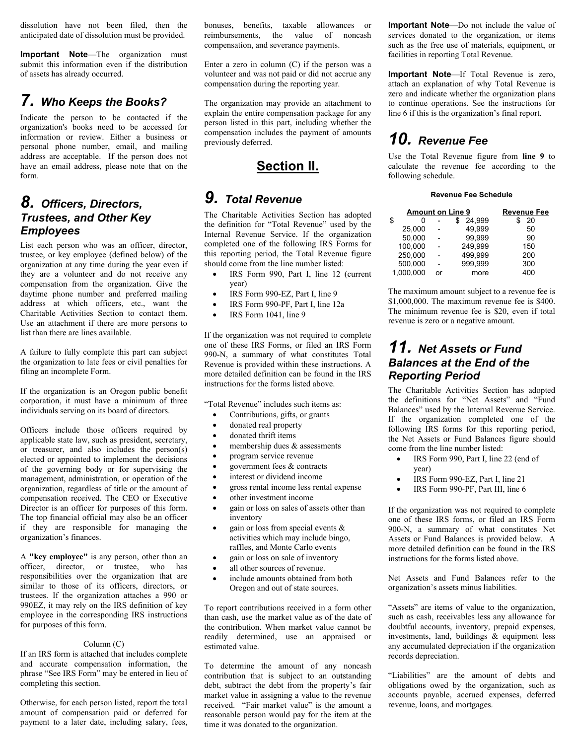dissolution have not been filed, then the anticipated date of dissolution must be provided.

**Important Note**—The organization must submit this information even if the distribution of assets has already occurred.

## 7. *Who Keeps the Books?*

Indicate the person to be contacted if the organization's books need to be accessed for information or review. Either a business or personal phone number, email, and mailing address are acceptable. If the person does not have an email address, please note that on the form.

## 8. *Officers, Directors, Trustees, and Other Key Employees*

List each person who was an officer, director, trustee, or key employee (defined below) of the organization at any time during the year even if they are a volunteer and do not receive any compensation from the organization. Give the daytime phone number and preferred mailing address at which officers, etc., want the Charitable Activities Section to contact them. Use an attachment if there are more persons to list than there are lines available.

A failure to fully complete this part can subject the organization to late fees or civil penalties for filing an incomplete Form.

If the organization is an Oregon public benefit corporation, it must have a minimum of three individuals serving on its board of directors.

Officers include those officers required by applicable state law, such as president, secretary, or treasurer, and also includes the person(s) elected or appointed to implement the decisions of the governing body or for supervising the management, administration, or operation of the organization, regardless of title or the amount of compensation received. The CEO or Executive Director is an officer for purposes of this form. The top financial official may also be an officer if they are responsible for managing the organization's finances.

A **"key employee"** is any person, other than an officer, director, or trustee, who has responsibilities over the organization that are similar to those of its officers, directors, or trustees. If the organization attaches a 990 or 990EZ, it may rely on the IRS definition of key employee in the corresponding IRS instructions for purposes of this form.

Column (C)

If an IRS form is attached that includes complete and accurate compensation information, the phrase "See IRS Form" may be entered in lieu of completing this section.

Otherwise, for each person listed, report the total amount of compensation paid or deferred for payment to a later date, including salary, fees, bonuses, benefits, taxable allowances or reimbursements, the value of noncash compensation, and severance payments.

Enter a zero in column (C) if the person was a volunteer and was not paid or did not accrue any compensation during the reporting year.

The organization may provide an attachment to explain the entire compensation package for any person listed in this part, including whether the compensation includes the payment of amounts previously deferred.

# Section II.

## 9. *Total Revenue*

The Charitable Activities Section has adopted the definition for "Total Revenue" used by the Internal Revenue Service. If the organization completed one of the following IRS Forms for this reporting period, the Total Revenue figure should come from the line number listed:

- IRS Form 990, Part I, line 12 (current year)
- IRS Form 990-EZ, Part I, line 9
- IRS Form 990-PF, Part I, line 12a
- IRS Form 1041, line 9

If the organization was not required to complete one of these IRS Forms, or filed an IRS Form 990-N, a summary of what constitutes Total Revenue is provided within these instructions. A more detailed definition can be found in the IRS instructions for the forms listed above.

"Total Revenue" includes such items as:

- Contributions, gifts, or grants
- donated real property
- donated thrift items
- membership dues & assessments
- program service revenue
- government fees & contracts
- interest or dividend income
- gross rental income less rental expense
- other investment income
- gain or loss on sales of assets other than inventory
- gain or loss from special events & activities which may include bingo, raffles, and Monte Carlo events
- gain or loss on sale of inventory
- all other sources of revenue.
- include amounts obtained from both Oregon and out of state sources.

To report contributions received in a form other than cash, use the market value as of the date of the contribution. When market value cannot be readily determined, use an appraised or estimated value.

To determine the amount of any noncash contribution that is subject to an outstanding debt, subtract the debt from the property's fair market value in assigning a value to the revenue received. "Fair market value" is the amount a reasonable person would pay for the item at the time it was donated to the organization.

**Important Note**—Do not include the value of services donated to the organization, or items such as the free use of materials, equipment, or facilities in reporting Total Revenue.

**Important Note**—If Total Revenue is zero, attach an explanation of why Total Revenue is zero and indicate whether the organization plans to continue operations. See the instructions for line 6 if this is the organization's final report.

## 10. *Revenue Fee*

Use the Total Revenue figure from **line 9** to calculate the revenue fee according to the following schedule.

**Revenue Fee Schedule**

| Amount on Line 9 | | | Revenue Fee |
|---|---|---|---|
| $ 0 | - | $ 24,999 | $ 20 |
| 25,000 | - | 49,999 | 50 |
| 50,000 | - | 99,999 | 90 |
| 100,000 | - | 249,999 | 150 |
| 250,000 | - | 499,999 | 200 |
| 500,000 | - | 999,999 | 300 |
| 1,000,000 | or | more | 400 |

The maximum amount subject to a revenue fee is $1,000,000. The maximum revenue fee is $400. The minimum revenue fee is $20, even if total revenue is zero or a negative amount.

## 11. *Net Assets or Fund Balances at the End of the Reporting Period*

The Charitable Activities Section has adopted the definitions for "Net Assets" and "Fund Balances" used by the Internal Revenue Service. If the organization completed one of the following IRS forms for this reporting period, the Net Assets or Fund Balances figure should come from the line number listed:

- IRS Form 990, Part I, line 22 (end of year)
- IRS Form 990-EZ, Part I, line 21
- IRS Form 990-PF, Part III, line 6

If the organization was not required to complete one of these IRS forms, or filed an IRS Form 900-N, a summary of what constitutes Net Assets or Fund Balances is provided below. A more detailed definition can be found in the IRS instructions for the forms listed above.

Net Assets and Fund Balances refer to the organization's assets minus liabilities.

"Assets" are items of value to the organization, such as cash, receivables less any allowance for doubtful accounts, inventory, prepaid expenses, investments, land, buildings & equipment less any accumulated depreciation if the organization records depreciation.

"Liabilities" are the amount of debts and obligations owed by the organization, such as accounts payable, accrued expenses, deferred revenue, loans, and mortgages.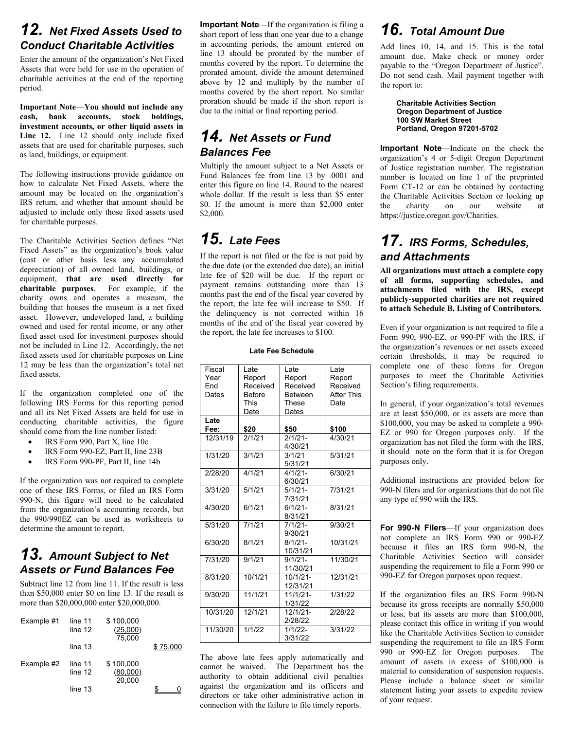## 12. *Net Fixed Assets Used to Conduct Charitable Activities*

Enter the amount of the organization's Net Fixed Assets that were held for use in the operation of charitable activities at the end of the reporting period.

**Important Note—You should not include any cash, bank accounts, stock holdings, investment accounts, or other liquid assets in Line 12.** Line 12 should only include fixed assets that are used for charitable purposes, such as land, buildings, or equipment.

The following instructions provide guidance on how to calculate Net Fixed Assets, where the amount may be located on the organization's IRS return, and whether that amount should be adjusted to include only those fixed assets used for charitable purposes.

The Charitable Activities Section defines "Net Fixed Assets" as the organization's book value (cost or other basis less any accumulated depreciation) of all owned land, buildings, or equipment, **that are used directly for charitable purposes**. For example, if the charity owns and operates a museum, the building that houses the museum is a net fixed asset. However, undeveloped land, a building owned and used for rental income, or any other fixed asset used for investment purposes should not be included in Line 12. Accordingly, the net fixed assets used for charitable purposes on Line 12 may be less than the organization's total net fixed assets.

If the organization completed one of the following IRS Forms for this reporting period and all its Net Fixed Assets are held for use in conducting charitable activities, the figure should come from the line number listed:

- IRS Form 990, Part X, line 10c
- IRS Form 990-EZ, Part II, line 23B
- IRS Form 990-PF, Part II, line 14b

If the organization was not required to complete one of these IRS Forms, or filed an IRS Form 990-N, this figure will need to be calculated from the organization's accounting records, but the 990/990EZ can be used as worksheets to determine the amount to report.

## 13. *Amount Subject to Net Assets or Fund Balances Fee*

Subtract line 12 from line 11. If the result is less than $50,000 enter $0 on line 13. If the result is more than $20,000,000 enter $20,000,000.

| | | | |
|---|---|---|---|
| Example #1 | line 11 | $ 100,000 | |
| | line 12 | (25,000) | |
| | | 75,000 | |
| | line 13 | | $ 75,000 |
| Example #2 | line 11 | $ 100,000 | |
| | line 12 | (80,000) | |
| | | 20,000 | |
| | line 13 | | $ 0 |

**Important Note**—If the organization is filing a short report of less than one year due to a change in accounting periods, the amount entered on line 13 should be prorated by the number of months covered by the report. To determine the prorated amount, divide the amount determined above by 12 and multiply by the number of months covered by the short report. No similar proration should be made if the short report is due to the initial or final reporting period.

## 14. *Net Assets or Fund Balances Fee*

Multiply the amount subject to a Net Assets or Fund Balances fee from line 13 by .0001 and enter this figure on line 14. Round to the nearest whole dollar. If the result is less than $5 enter $0. If the amount is more than $2,000 enter $2,000.

## 15. *Late Fees*

If the report is not filed or the fee is not paid by the due date (or the extended due date), an initial late fee of $20 will be due. If the report or payment remains outstanding more than 13 months past the end of the fiscal year covered by the report, the late fee will increase to $50. If the delinquency is not corrected within 16 months of the end of the fiscal year covered by the report, the late fee increases to $100.

**Late Fee Schedule**

| Fiscal Year End Dates | Late Report Received Before This Date | Late Report Received Between These Dates | Late Report Received After This Date |
|---|---|---|---|
| **Late Fee:** | **$20** | **$50** | **$100** |
| 12/31/19 | 2/1/21 | 2/1/21-4/30/21 | 4/30/21 |
| 1/31/20 | 3/1/21 | 3/1/21 5/31/21 | 5/31/21 |
| 2/28/20 | 4/1/21 | 4/1/21-6/30/21 | 6/30/21 |
| 3/31/20 | 5/1/21 | 5/1/21-7/31/21 | 7/31/21 |
| 4/30/20 | 6/1/21 | 6/1/21-8/31/21 | 8/31/21 |
| 5/31/20 | 7/1/21 | 7/1/21-9/30/21 | 9/30/21 |
| 6/30/20 | 8/1/21 | 8/1/21-10/31/21 | 10/31/21 |
| 7/31/20 | 9/1/21 | 9/1/21-11/30/21 | 11/30/21 |
| 8/31/20 | 10/1/21 | 10/1/21-12/31/21 | 12/31/21 |
| 9/30/20 | 11/1/21 | 11/1/21-1/31/22 | 1/31/22 |
| 10/31/20 | 12/1/21 | 12/1/21-2/28/22 | 2/28/22 |
| 11/30/20 | 1/1/22 | 1/1/22-3/31/22 | 3/31/22 |

The above late fees apply automatically and cannot be waived. The Department has the authority to obtain additional civil penalties against the organization and its officers and directors or take other administrative action in connection with the failure to file timely reports.

## 16. *Total Amount Due*

Add lines 10, 14, and 15. This is the total amount due. Make check or money order payable to the "Oregon Department of Justice". Do not send cash. Mail payment together with the report to:

> **Charitable Activities Section**
> **Oregon Department of Justice**
> **100 SW Market Street**
> **Portland, Oregon 97201-5702**

**Important Note**—Indicate on the check the organization's 4 or 5-digit Oregon Department of Justice registration number. The registration number is located on line 1 of the preprinted Form CT-12 or can be obtained by contacting the Charitable Activities Section or looking up the charity on our website at https://justice.oregon.gov/Charities.

## 17. *IRS Forms, Schedules, and Attachments*

**All organizations must attach a complete copy of all forms, supporting schedules, and attachments filed with the IRS, except publicly-supported charities are not required to attach Schedule B, Listing of Contributors.**

Even if your organization is not required to file a Form 990, 990-EZ, or 990-PF with the IRS, if the organization's revenues or net assets exceed certain thresholds, it may be required to complete one of these forms for Oregon purposes to meet the Charitable Activities Section's filing requirements.

In general, if your organization's total revenues are at least $50,000, or its assets are more than $100,000, you may be asked to complete a 990-EZ or 990 for Oregon purposes only. If the organization has not filed the form with the IRS, it should note on the form that it is for Oregon purposes only.

Additional instructions are provided below for 990-N filers and for organizations that do not file any type of 990 with the IRS.

**For 990-N Filers**—If your organization does not complete an IRS Form 990 or 990-EZ because it files an IRS form 990-N, the Charitable Activities Section will consider suspending the requirement to file a Form 990 or 990-EZ for Oregon purposes upon request.

If the organization files an IRS Form 990-N because its gross receipts are normally $50,000 or less, but its assets are more than $100,000, please contact this office in writing if you would like the Charitable Activities Section to consider suspending the requirement to file an IRS Form 990 or 990-EZ for Oregon purposes. The amount of assets in excess of $100,000 is material to consideration of suspension requests. Please include a balance sheet or similar statement listing your assets to expedite review of your request.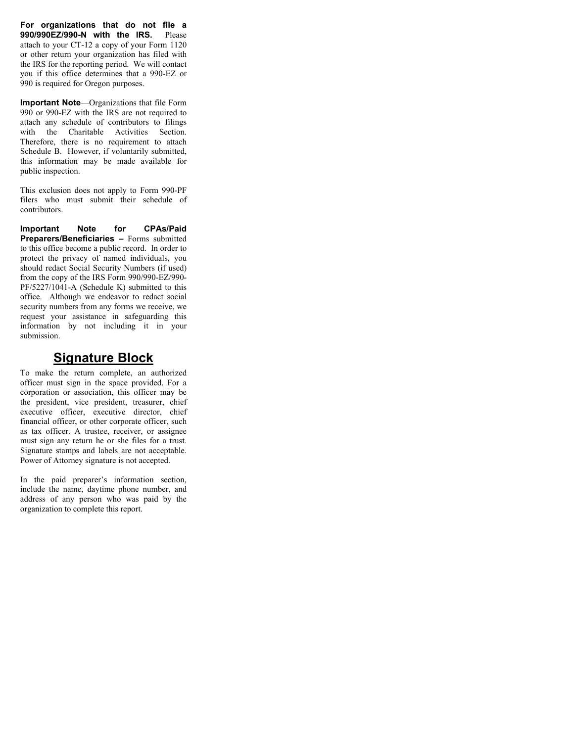**For organizations that do not file a 990/990EZ/990-N with the IRS.** Please attach to your CT-12 a copy of your Form 1120 or other return your organization has filed with the IRS for the reporting period. We will contact you if this office determines that a 990-EZ or 990 is required for Oregon purposes.

**Important Note**—Organizations that file Form 990 or 990-EZ with the IRS are not required to attach any schedule of contributors to filings with the Charitable Activities Section. Therefore, there is no requirement to attach Schedule B. However, if voluntarily submitted, this information may be made available for public inspection.

This exclusion does not apply to Form 990-PF filers who must submit their schedule of contributors.

**Important Note for CPAs/Paid Preparers/Beneficiaries –** Forms submitted to this office become a public record. In order to protect the privacy of named individuals, you should redact Social Security Numbers (if used) from the copy of the IRS Form 990/990-EZ/990-PF/5227/1041-A (Schedule K) submitted to this office. Although we endeavor to redact social security numbers from any forms we receive, we request your assistance in safeguarding this information by not including it in your submission.

## Signature Block

To make the return complete, an authorized officer must sign in the space provided. For a corporation or association, this officer may be the president, vice president, treasurer, chief executive officer, executive director, chief financial officer, or other corporate officer, such as tax officer. A trustee, receiver, or assignee must sign any return he or she files for a trust. Signature stamps and labels are not acceptable. Power of Attorney signature is not accepted.

In the paid preparer's information section, include the name, daytime phone number, and address of any person who was paid by the organization to complete this report.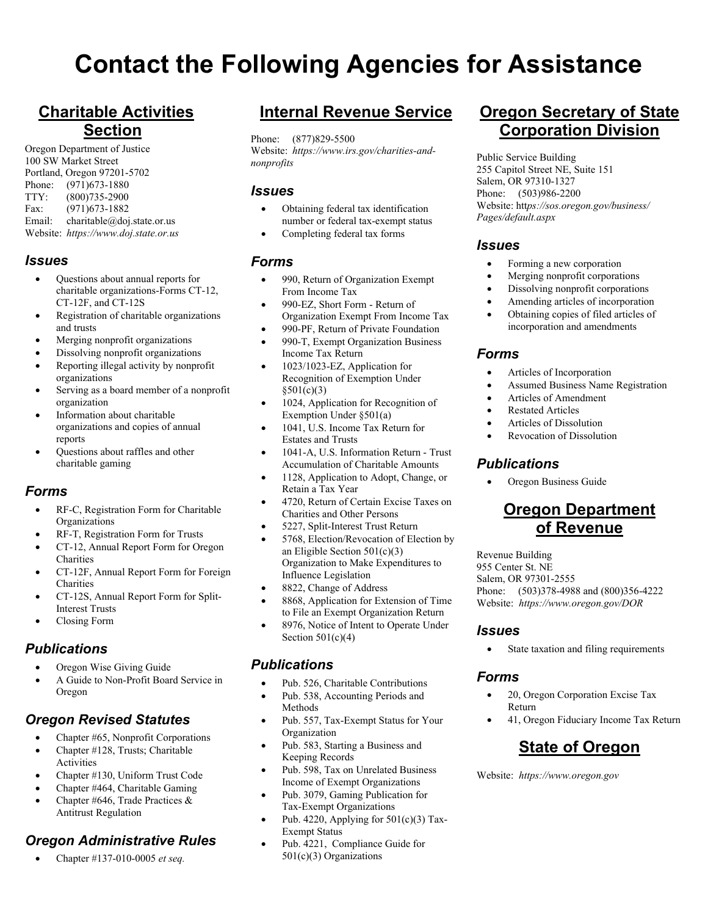# Contact the Following Agencies for Assistance

## Charitable Activities Section

Oregon Department of Justice
100 SW Market Street
Portland, Oregon 97201-5702
Phone: (971)673-1880
TTY: (800)735-2900
Fax: (971)673-1882
Email: charitable@doj.state.or.us
Website: *https://www.doj.state.or.us*

### Issues

- Questions about annual reports for charitable organizations-Forms CT-12, CT-12F, and CT-12S
- Registration of charitable organizations and trusts
- Merging nonprofit organizations
- Dissolving nonprofit organizations
- Reporting illegal activity by nonprofit organizations
- Serving as a board member of a nonprofit organization
- Information about charitable organizations and copies of annual reports
- Questions about raffles and other charitable gaming

### Forms

- RF-C, Registration Form for Charitable Organizations
- RF-T, Registration Form for Trusts
- CT-12, Annual Report Form for Oregon Charities
- CT-12F, Annual Report Form for Foreign Charities
- CT-12S, Annual Report Form for Split-Interest Trusts
- Closing Form

### Publications

- Oregon Wise Giving Guide
- A Guide to Non-Profit Board Service in Oregon

### Oregon Revised Statutes

- Chapter #65, Nonprofit Corporations
- Chapter #128, Trusts; Charitable Activities
- Chapter #130, Uniform Trust Code
- Chapter #464, Charitable Gaming
- Chapter #646, Trade Practices & Antitrust Regulation

### Oregon Administrative Rules

- Chapter #137-010-0005 *et seq.*

## Internal Revenue Service

Phone: (877)829-5500
Website: *https://www.irs.gov/charities-and-nonprofits*

### Issues

- Obtaining federal tax identification number or federal tax-exempt status
- Completing federal tax forms

### Forms

- 990, Return of Organization Exempt From Income Tax
- 990-EZ, Short Form - Return of Organization Exempt From Income Tax
- 990-PF, Return of Private Foundation
- 990-T, Exempt Organization Business Income Tax Return
- 1023/1023-EZ, Application for Recognition of Exemption Under §501(c)(3)
- 1024, Application for Recognition of Exemption Under §501(a)
- 1041, U.S. Income Tax Return for Estates and Trusts
- 1041-A, U.S. Information Return - Trust Accumulation of Charitable Amounts
- 1128, Application to Adopt, Change, or Retain a Tax Year
- 4720, Return of Certain Excise Taxes on Charities and Other Persons
- 5227, Split-Interest Trust Return
- 5768, Election/Revocation of Election by an Eligible Section 501(c)(3) Organization to Make Expenditures to Influence Legislation
- 8822, Change of Address
- 8868, Application for Extension of Time to File an Exempt Organization Return
- 8976, Notice of Intent to Operate Under Section 501(c)(4)

### Publications

- Pub. 526, Charitable Contributions
- Pub. 538, Accounting Periods and Methods
- Pub. 557, Tax-Exempt Status for Your Organization
- Pub. 583, Starting a Business and Keeping Records
- Pub. 598, Tax on Unrelated Business Income of Exempt Organizations
- Pub. 3079, Gaming Publication for Tax-Exempt Organizations
- Pub. 4220, Applying for 501(c)(3) Tax-Exempt Status
- Pub. 4221, Compliance Guide for 501(c)(3) Organizations

## Oregon Secretary of State Corporation Division

Public Service Building
255 Capitol Street NE, Suite 151
Salem, OR 97310-1327
Phone: (503)986-2200
Website: *https://sos.oregon.gov/business/Pages/default.aspx*

### Issues

- Forming a new corporation
- Merging nonprofit corporations
- Dissolving nonprofit corporations
- Amending articles of incorporation
- Obtaining copies of filed articles of incorporation and amendments

### Forms

- Articles of Incorporation
- Assumed Business Name Registration
- Articles of Amendment
- Restated Articles
- Articles of Dissolution
- Revocation of Dissolution

### Publications

- Oregon Business Guide

## Oregon Department of Revenue

Revenue Building
955 Center St. NE
Salem, OR 97301-2555
Phone: (503)378-4988 and (800)356-4222
Website: *https://www.oregon.gov/DOR*

### Issues

- State taxation and filing requirements

### Forms

- 20, Oregon Corporation Excise Tax Return
- 41, Oregon Fiduciary Income Tax Return

## State of Oregon

Website: *https://www.oregon.gov*